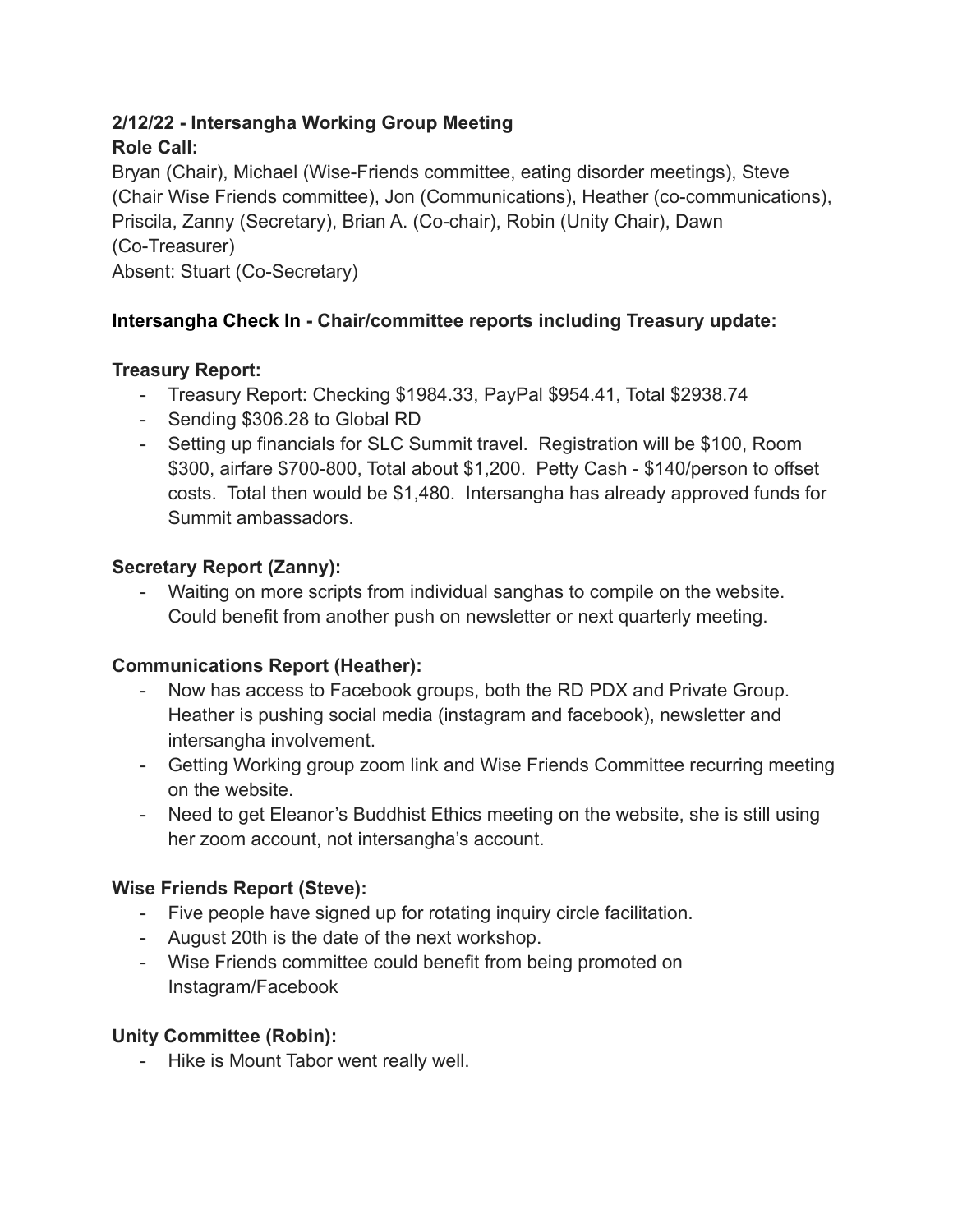**2/12/22 - Intersangha Working Group Meeting**
**Role Call:**

Bryan (Chair), Michael (Wise-Friends committee, eating disorder meetings), Steve (Chair Wise Friends committee), Jon (Communications), Heather (co-communications), Priscila, Zanny (Secretary), Brian A. (Co-chair), Robin (Unity Chair), Dawn (Co-Treasurer)

Absent: Stuart (Co-Secretary)

**Intersangha Check In - Chair/committee reports including Treasury update:**

**Treasury Report:**

- Treasury Report: Checking $1984.33, PayPal $954.41, Total $2938.74
- Sending $306.28 to Global RD
- Setting up financials for SLC Summit travel. Registration will be $100, Room $300, airfare $700-800, Total about $1,200. Petty Cash - $140/person to offset costs. Total then would be $1,480. Intersangha has already approved funds for Summit ambassadors.

**Secretary Report (Zanny):**

- Waiting on more scripts from individual sanghas to compile on the website. Could benefit from another push on newsletter or next quarterly meeting.

**Communications Report (Heather):**

- Now has access to Facebook groups, both the RD PDX and Private Group. Heather is pushing social media (instagram and facebook), newsletter and intersangha involvement.
- Getting Working group zoom link and Wise Friends Committee recurring meeting on the website.
- Need to get Eleanor's Buddhist Ethics meeting on the website, she is still using her zoom account, not intersangha's account.

**Wise Friends Report (Steve):**

- Five people have signed up for rotating inquiry circle facilitation.
- August 20th is the date of the next workshop.
- Wise Friends committee could benefit from being promoted on Instagram/Facebook

**Unity Committee (Robin):**

- Hike is Mount Tabor went really well.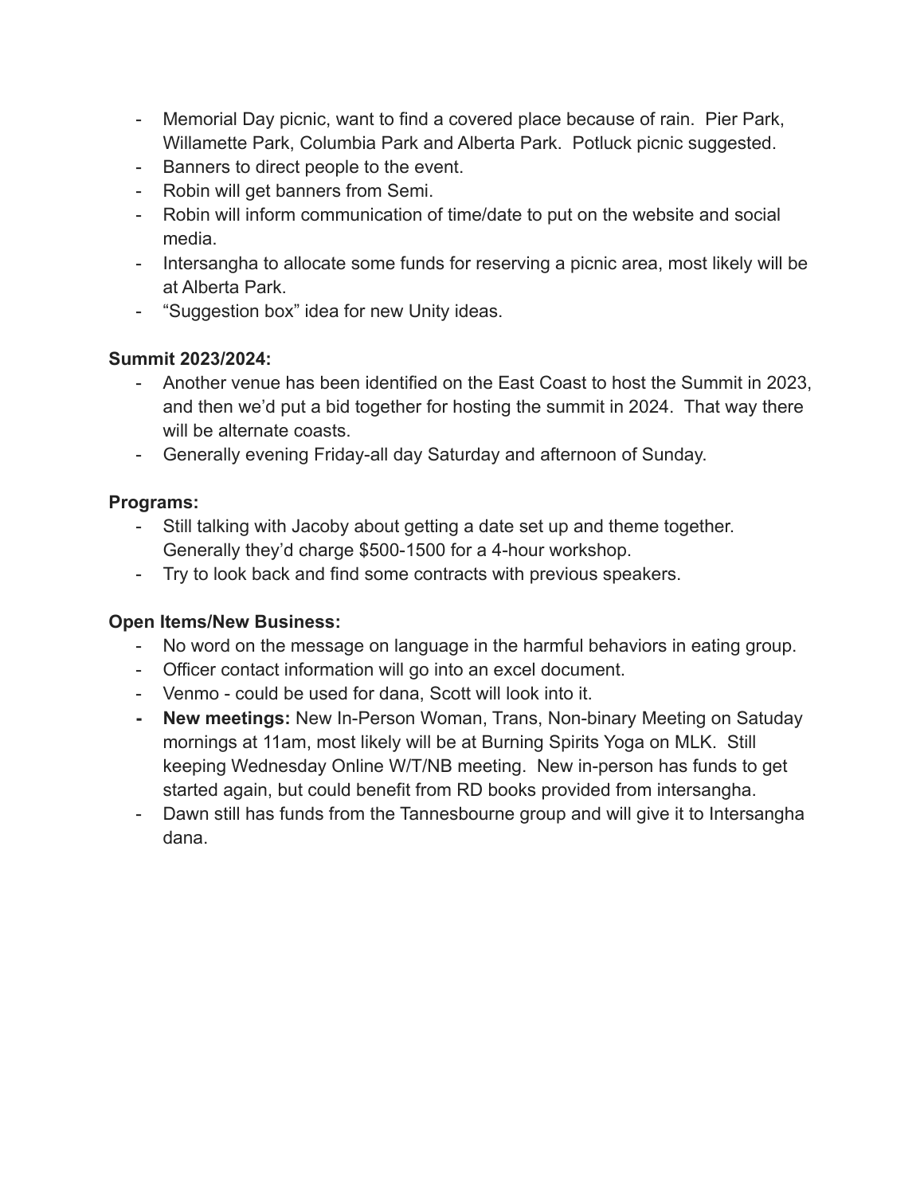- Memorial Day picnic, want to find a covered place because of rain. Pier Park, Willamette Park, Columbia Park and Alberta Park. Potluck picnic suggested.
- Banners to direct people to the event.
- Robin will get banners from Semi.
- Robin will inform communication of time/date to put on the website and social media.
- Intersangha to allocate some funds for reserving a picnic area, most likely will be at Alberta Park.
- "Suggestion box" idea for new Unity ideas.

**Summit 2023/2024:**

- Another venue has been identified on the East Coast to host the Summit in 2023, and then we'd put a bid together for hosting the summit in 2024. That way there will be alternate coasts.
- Generally evening Friday-all day Saturday and afternoon of Sunday.

**Programs:**

- Still talking with Jacoby about getting a date set up and theme together. Generally they'd charge $500-1500 for a 4-hour workshop.
- Try to look back and find some contracts with previous speakers.

**Open Items/New Business:**

- No word on the message on language in the harmful behaviors in eating group.
- Officer contact information will go into an excel document.
- Venmo - could be used for dana, Scott will look into it.
- **New meetings:** New In-Person Woman, Trans, Non-binary Meeting on Satuday mornings at 11am, most likely will be at Burning Spirits Yoga on MLK. Still keeping Wednesday Online W/T/NB meeting. New in-person has funds to get started again, but could benefit from RD books provided from intersangha.
- Dawn still has funds from the Tannesbourne group and will give it to Intersangha dana.